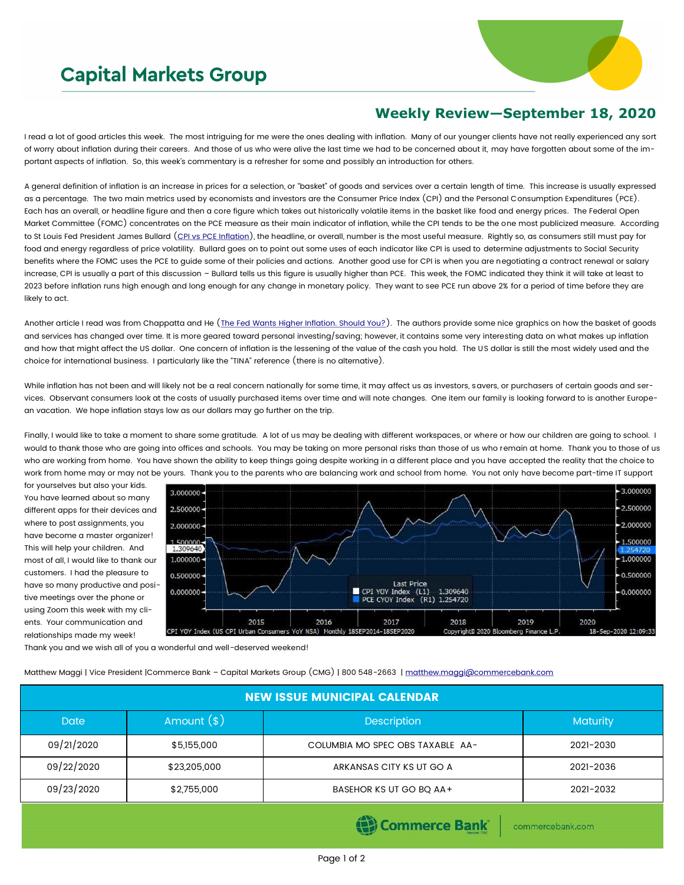# Capital Markets Group

## Weekly Review—September 18, 2020

I read a lot of good articles this week. The most intriguing for me were the ones dealing with inflation. Many of our younger clients have not really experienced any sort of worry about inflation during their careers. And those of us who were alive the last time we had to be concerned about it, may have forgotten about some of the important aspects of inflation. So, this week's commentary is a refresher for some and possibly an introduction for others.

A general definition of inflation is an increase in prices for a selection, or "basket" of goods and services over a certain length of time. This increase is usually expressed as a percentage. The two main metrics used by economists and investors are the Consumer Price Index (CPI) and the Personal Consumption Expenditures (PCE). Each has an overall, or headline figure and then a core figure which takes out historically volatile items in the basket like food and energy prices. The Federal Open Market Committee (FOMC) concentrates on the PCE measure as their main indicator of inflation, while the CPI tends to be the one most publicized measure. According to St Louis Fed President James Bullard (CPI vs PCE Inflation), the headline, or overall, number is the most useful measure. Rightly so, as consumers still must pay for food and energy regardless of price volatility. Bullard goes on to point out some uses of each indicator like CPI is used to determine adjustments to Social Security benefits where the FOMC uses the PCE to guide some of their policies and actions. Another good use for CPI is when you are negotiating a contract renewal or salary increase, CPI is usually a part of this discussion – Bullard tells us this figure is usually higher than PCE. This week, the FOMC indicated they think it will take at least to 2023 before inflation runs high enough and long enough for any change in monetary policy. They want to see PCE run above 2% for a period of time before they are likely to act.

Another article I read was from Chappatta and He (The Fed Wants Higher Inflation. Should You?). The authors provide some nice graphics on how the basket of goods and services has changed over time. It is more geared toward personal investing/saving; however, it contains some very interesting data on what makes up inflation and how that might affect the US dollar. One concern of inflation is the lessening of the value of the cash you hold. The US dollar is still the most widely used and the choice for international business. I particularly like the "TINA" reference (there is no alternative).

While inflation has not been and will likely not be a real concern nationally for some time, it may affect us as investors, savers, or purchasers of certain goods and services. Observant consumers look at the costs of usually purchased items over time and will note changes. One item our family is looking forward to is another European vacation. We hope inflation stays low as our dollars may go further on the trip.

Finally, I would like to take a moment to share some gratitude. A lot of us may be dealing with different workspaces, or where or how our children are going to school. I would to thank those who are going into offices and schools. You may be taking on more personal risks than those of us who remain at home. Thank you to those of us who are working from home. You have shown the ability to keep things going despite working in a different place and you have accepted the reality that the choice to work from home may or may not be yours. Thank you to the parents who are balancing work and school from home. You not only have become part-time IT support for yourselves but also your kids. You have learned about so many different apps for their devices and where to post assignments, you have become a master organizer! This will help your children. And most of all, I would like to thank our customers. I had the pleasure to have so many productive and positive meetings over the phone or using Zoom this week with my clients. Your communication and relationships made my week!

Thank you and we wish all of you a wonderful and well-deserved weekend!

Matthew Maggi | Vice President |Commerce Bank – Capital Markets Group (CMG) | 800 548-2663 | matthew.maggi@commercebank.com

| NEW ISSUE MUNICIPAL CALENDAR | | | |
|---|---|---|---|
| Date | Amount ($) | Description | Maturity |
| 09/21/2020 | $5,155,000 | COLUMBIA MO SPEC OBS TAXABLE AA- | 2021-2030 |
| 09/22/2020 | $23,205,000 | ARKANSAS CITY KS UT GO A | 2021-2036 |
| 09/23/2020 | $2,755,000 | BASEHOR KS UT GO BQ AA+ | 2021-2032 |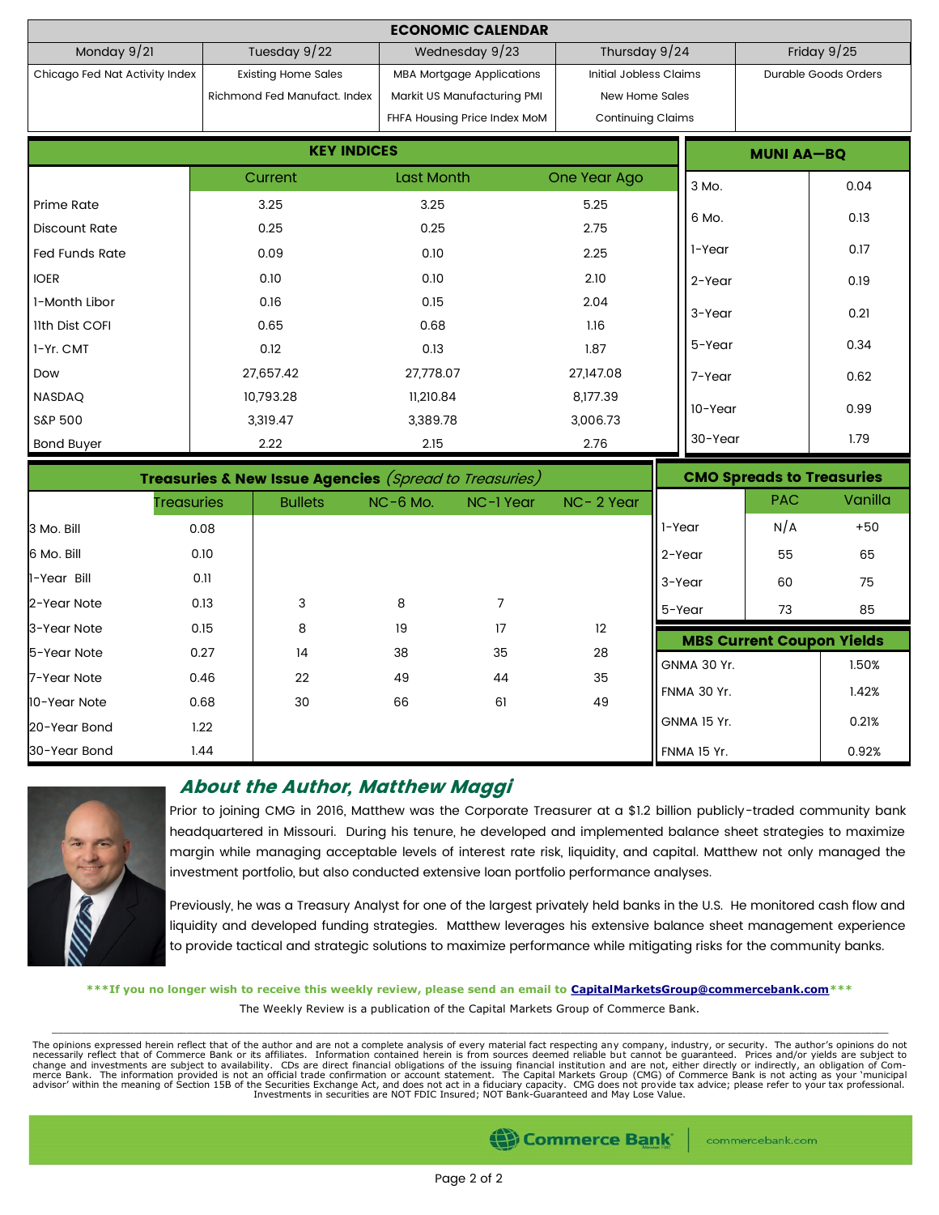## ECONOMIC CALENDAR

| Monday 9/21 | Tuesday 9/22 | Wednesday 9/23 | Thursday 9/24 | Friday 9/25 |
|---|---|---|---|---|
| Chicago Fed Nat Activity Index | Existing Home Sales | MBA Mortgage Applications | Initial Jobless Claims | Durable Goods Orders |
| | Richmond Fed Manufact. Index | Markit US Manufacturing PMI | New Home Sales | |
| | | FHFA Housing Price Index MoM | Continuing Claims | |

## KEY INDICES

| | Current | Last Month | One Year Ago |
|---|---|---|---|
| Prime Rate | 3.25 | 3.25 | 5.25 |
| Discount Rate | 0.25 | 0.25 | 2.75 |
| Fed Funds Rate | 0.09 | 0.10 | 2.25 |
| IOER | 0.10 | 0.10 | 2.10 |
| 1-Month Libor | 0.16 | 0.15 | 2.04 |
| 11th Dist COFI | 0.65 | 0.68 | 1.16 |
| 1-Yr. CMT | 0.12 | 0.13 | 1.87 |
| Dow | 27,657.42 | 27,778.07 | 27,147.08 |
| NASDAQ | 10,793.28 | 11,210.84 | 8,177.39 |
| S&P 500 | 3,319.47 | 3,389.78 | 3,006.73 |
| Bond Buyer | 2.22 | 2.15 | 2.76 |

## MUNI AA—BQ

| | |
|---|---|
| 3 Mo. | 0.04 |
| 6 Mo. | 0.13 |
| 1-Year | 0.17 |
| 2-Year | 0.19 |
| 3-Year | 0.21 |
| 5-Year | 0.34 |
| 7-Year | 0.62 |
| 10-Year | 0.99 |
| 30-Year | 1.79 |

## Treasuries & New Issue Agencies *(Spread to Treasuries)*

| | Treasuries | Bullets | NC-6 Mo. | NC-1 Year | NC- 2 Year |
|---|---|---|---|---|---|
| 3 Mo. Bill | 0.08 | | | | |
| 6 Mo. Bill | 0.10 | | | | |
| 1-Year Bill | 0.11 | | | | |
| 2-Year Note | 0.13 | 3 | 8 | 7 | |
| 3-Year Note | 0.15 | 8 | 19 | 17 | 12 |
| 5-Year Note | 0.27 | 14 | 38 | 35 | 28 |
| 7-Year Note | 0.46 | 22 | 49 | 44 | 35 |
| 10-Year Note | 0.68 | 30 | 66 | 61 | 49 |
| 20-Year Bond | 1.22 | | | | |
| 30-Year Bond | 1.44 | | | | |

## CMO Spreads to Treasuries

| | PAC | Vanilla |
|---|---|---|
| 1-Year | N/A | +50 |
| 2-Year | 55 | 65 |
| 3-Year | 60 | 75 |
| 5-Year | 73 | 85 |

## MBS Current Coupon Yields

| | |
|---|---|
| GNMA 30 Yr. | 1.50% |
| FNMA 30 Yr. | 1.42% |
| GNMA 15 Yr. | 0.21% |
| FNMA 15 Yr. | 0.92% |

## *About the Author, Matthew Maggi*

Prior to joining CMG in 2016, Matthew was the Corporate Treasurer at a $1.2 billion publicly-traded community bank headquartered in Missouri. During his tenure, he developed and implemented balance sheet strategies to maximize margin while managing acceptable levels of interest rate risk, liquidity, and capital. Matthew not only managed the investment portfolio, but also conducted extensive loan portfolio performance analyses.

Previously, he was a Treasury Analyst for one of the largest privately held banks in the U.S. He monitored cash flow and liquidity and developed funding strategies. Matthew leverages his extensive balance sheet management experience to provide tactical and strategic solutions to maximize performance while mitigating risks for the community banks.

**\*\*\*If you no longer wish to receive this weekly review, please send an email to CapitalMarketsGroup@commercebank.com\*\*\***

The Weekly Review is a publication of the Capital Markets Group of Commerce Bank.

The opinions expressed herein reflect that of the author and are not a complete analysis of every material fact respecting any company, industry, or security. The author's opinions do not necessarily reflect that of Commerce Bank or its affiliates. Information contained herein is from sources deemed reliable but cannot be guaranteed. Prices and/or yields are subject to change and investments are subject to availability. CDs are direct financial obligations of the issuing financial institution and are not, either directly or indirectly, an obligation of Commerce Bank. The information provided is not an official trade confirmation or account statement. The Capital Markets Group (CMG) of Commerce Bank is not acting as your 'municipal advisor' within the meaning of Section 15B of the Securities Exchange Act, and does not act in a fiduciary capacity. CMG does not provide tax advice; please refer to your tax professional. Investments in securities are NOT FDIC Insured; NOT Bank-Guaranteed and May Lose Value.

Commerce Bank | commercebank.com